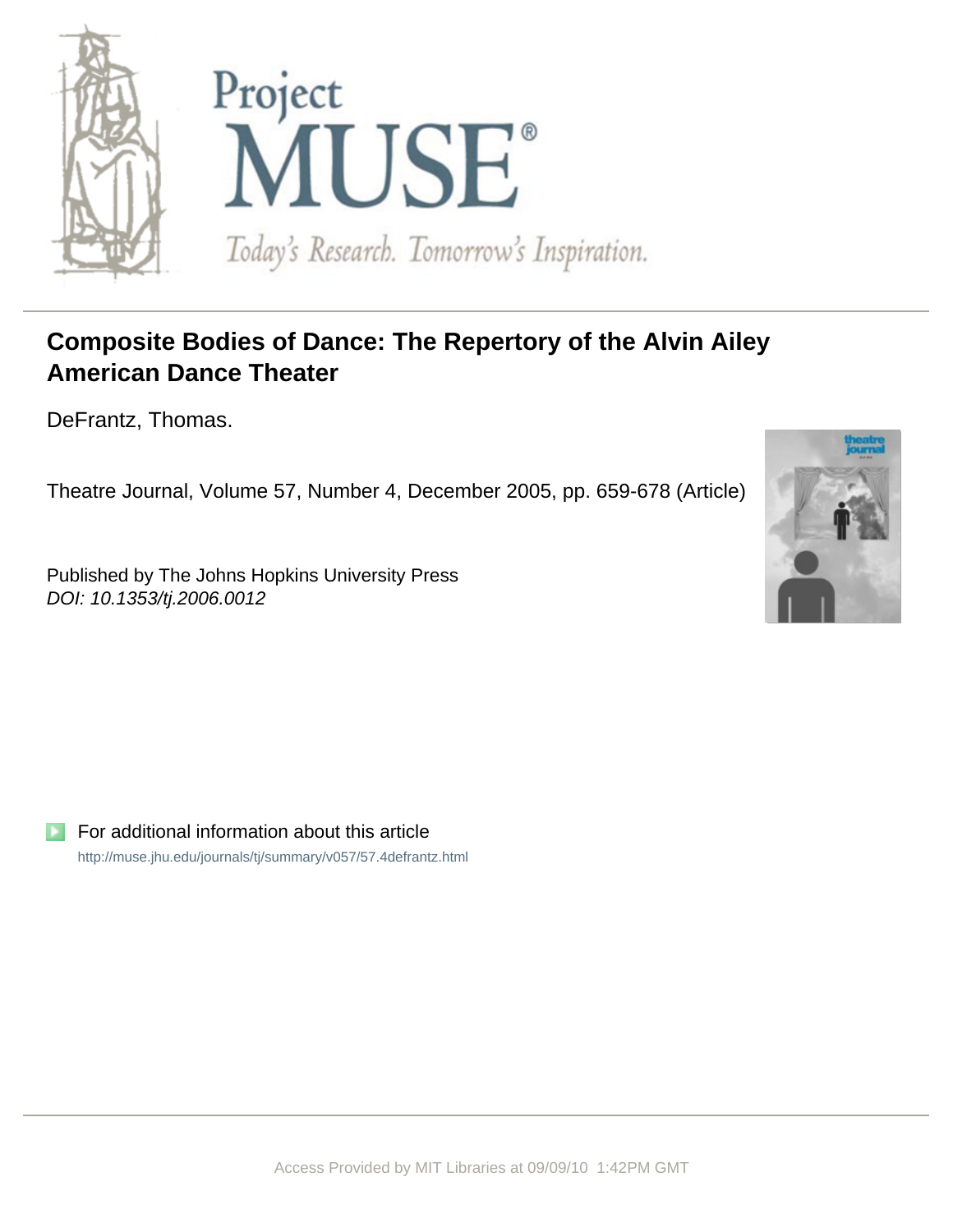# Composite Bodies of Dance: The Repertory of the Alvin Ailey American Dance Theater

DeFrantz, Thomas.

Theatre Journal, Volume 57, Number 4, December 2005, pp. 659-678 (Article)

Published by The Johns Hopkins University Press
*DOI: 10.1353/tj.2006.0012*

For additional information about this article

http://muse.jhu.edu/journals/tj/summary/v057/57.4defrantz.html

Access Provided by MIT Libraries at 09/09/10 1:42PM GMT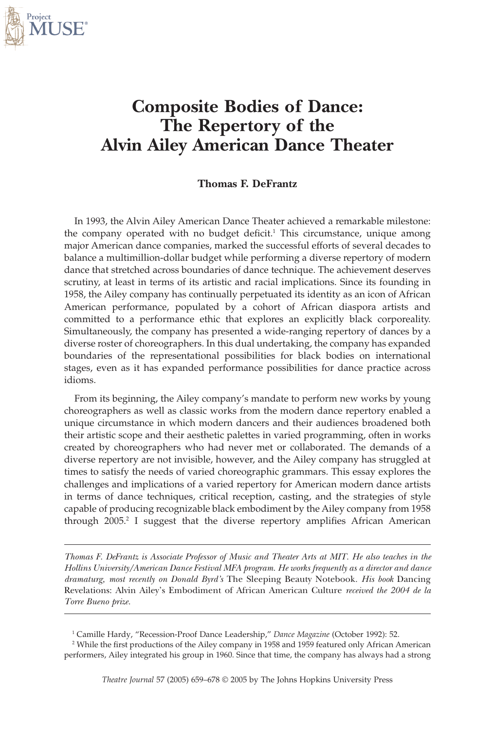# Composite Bodies of Dance: The Repertory of the Alvin Ailey American Dance Theater

**Thomas F. DeFrantz**

In 1993, the Alvin Ailey American Dance Theater achieved a remarkable milestone: the company operated with no budget deficit.[1] This circumstance, unique among major American dance companies, marked the successful efforts of several decades to balance a multimillion-dollar budget while performing a diverse repertory of modern dance that stretched across boundaries of dance technique. The achievement deserves scrutiny, at least in terms of its artistic and racial implications. Since its founding in 1958, the Ailey company has continually perpetuated its identity as an icon of African American performance, populated by a cohort of African diaspora artists and committed to a performance ethic that explores an explicitly black corporeality. Simultaneously, the company has presented a wide-ranging repertory of dances by a diverse roster of choreographers. In this dual undertaking, the company has expanded boundaries of the representational possibilities for black bodies on international stages, even as it has expanded performance possibilities for dance practice across idioms.

From its beginning, the Ailey company's mandate to perform new works by young choreographers as well as classic works from the modern dance repertory enabled a unique circumstance in which modern dancers and their audiences broadened both their artistic scope and their aesthetic palettes in varied programming, often in works created by choreographers who had never met or collaborated. The demands of a diverse repertory are not invisible, however, and the Ailey company has struggled at times to satisfy the needs of varied choreographic grammars. This essay explores the challenges and implications of a varied repertory for American modern dance artists in terms of dance techniques, critical reception, casting, and the strategies of style capable of producing recognizable black embodiment by the Ailey company from 1958 through 2005.[2] I suggest that the diverse repertory amplifies African American

---

*Thomas F. DeFrantz is Associate Professor of Music and Theater Arts at MIT. He also teaches in the Hollins University/American Dance Festival MFA program. He works frequently as a director and dance dramaturg, most recently on Donald Byrd's* The Sleeping Beauty Notebook. *His book* Dancing Revelations: Alvin Ailey's Embodiment of African American Culture *received the 2004 de la Torre Bueno prize.*

---

[1] Camille Hardy, "Recession-Proof Dance Leadership," *Dance Magazine* (October 1992): 52.

[2] While the first productions of the Ailey company in 1958 and 1959 featured only African American performers, Ailey integrated his group in 1960. Since that time, the company has always had a strong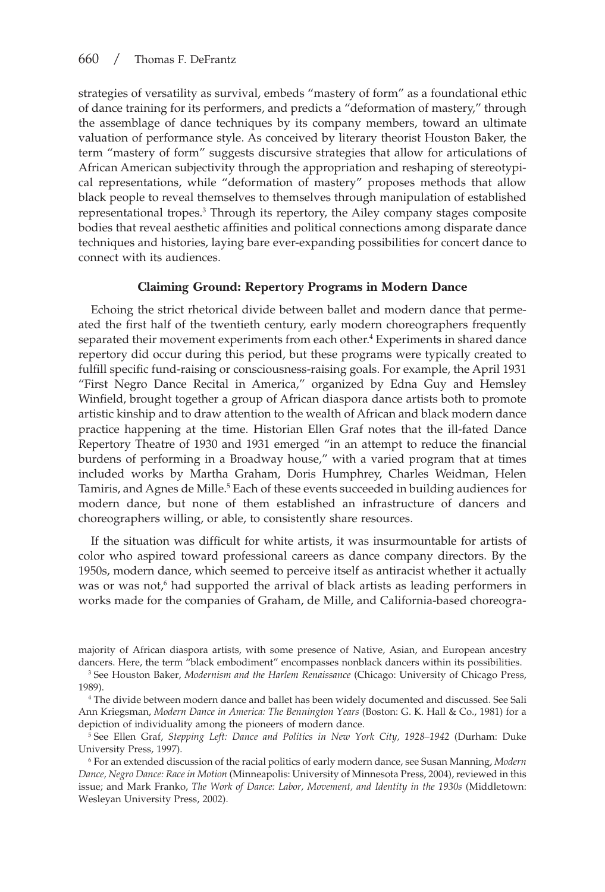strategies of versatility as survival, embeds "mastery of form" as a foundational ethic of dance training for its performers, and predicts a "deformation of mastery," through the assemblage of dance techniques by its company members, toward an ultimate valuation of performance style. As conceived by literary theorist Houston Baker, the term "mastery of form" suggests discursive strategies that allow for articulations of African American subjectivity through the appropriation and reshaping of stereotypical representations, while "deformation of mastery" proposes methods that allow black people to reveal themselves to themselves through manipulation of established representational tropes.[3] Through its repertory, the Ailey company stages composite bodies that reveal aesthetic affinities and political connections among disparate dance techniques and histories, laying bare ever-expanding possibilities for concert dance to connect with its audiences.

### Claiming Ground: Repertory Programs in Modern Dance

Echoing the strict rhetorical divide between ballet and modern dance that permeated the first half of the twentieth century, early modern choreographers frequently separated their movement experiments from each other.[4] Experiments in shared dance repertory did occur during this period, but these programs were typically created to fulfill specific fund-raising or consciousness-raising goals. For example, the April 1931 "First Negro Dance Recital in America," organized by Edna Guy and Hemsley Winfield, brought together a group of African diaspora dance artists both to promote artistic kinship and to draw attention to the wealth of African and black modern dance practice happening at the time. Historian Ellen Graf notes that the ill-fated Dance Repertory Theatre of 1930 and 1931 emerged "in an attempt to reduce the financial burdens of performing in a Broadway house," with a varied program that at times included works by Martha Graham, Doris Humphrey, Charles Weidman, Helen Tamiris, and Agnes de Mille.[5] Each of these events succeeded in building audiences for modern dance, but none of them established an infrastructure of dancers and choreographers willing, or able, to consistently share resources.

If the situation was difficult for white artists, it was insurmountable for artists of color who aspired toward professional careers as dance company directors. By the 1950s, modern dance, which seemed to perceive itself as antiracist whether it actually was or was not,[6] had supported the arrival of black artists as leading performers in works made for the companies of Graham, de Mille, and California-based choreogra-

majority of African diaspora artists, with some presence of Native, Asian, and European ancestry dancers. Here, the term "black embodiment" encompasses nonblack dancers within its possibilities.

[3] See Houston Baker, *Modernism and the Harlem Renaissance* (Chicago: University of Chicago Press, 1989).

[4] The divide between modern dance and ballet has been widely documented and discussed. See Sali Ann Kriegsman, *Modern Dance in America: The Bennington Years* (Boston: G. K. Hall & Co., 1981) for a depiction of individuality among the pioneers of modern dance.

[5] See Ellen Graf, *Stepping Left: Dance and Politics in New York City, 1928–1942* (Durham: Duke University Press, 1997).

[6] For an extended discussion of the racial politics of early modern dance, see Susan Manning, *Modern Dance, Negro Dance: Race in Motion* (Minneapolis: University of Minnesota Press, 2004), reviewed in this issue; and Mark Franko, *The Work of Dance: Labor, Movement, and Identity in the 1930s* (Middletown: Wesleyan University Press, 2002).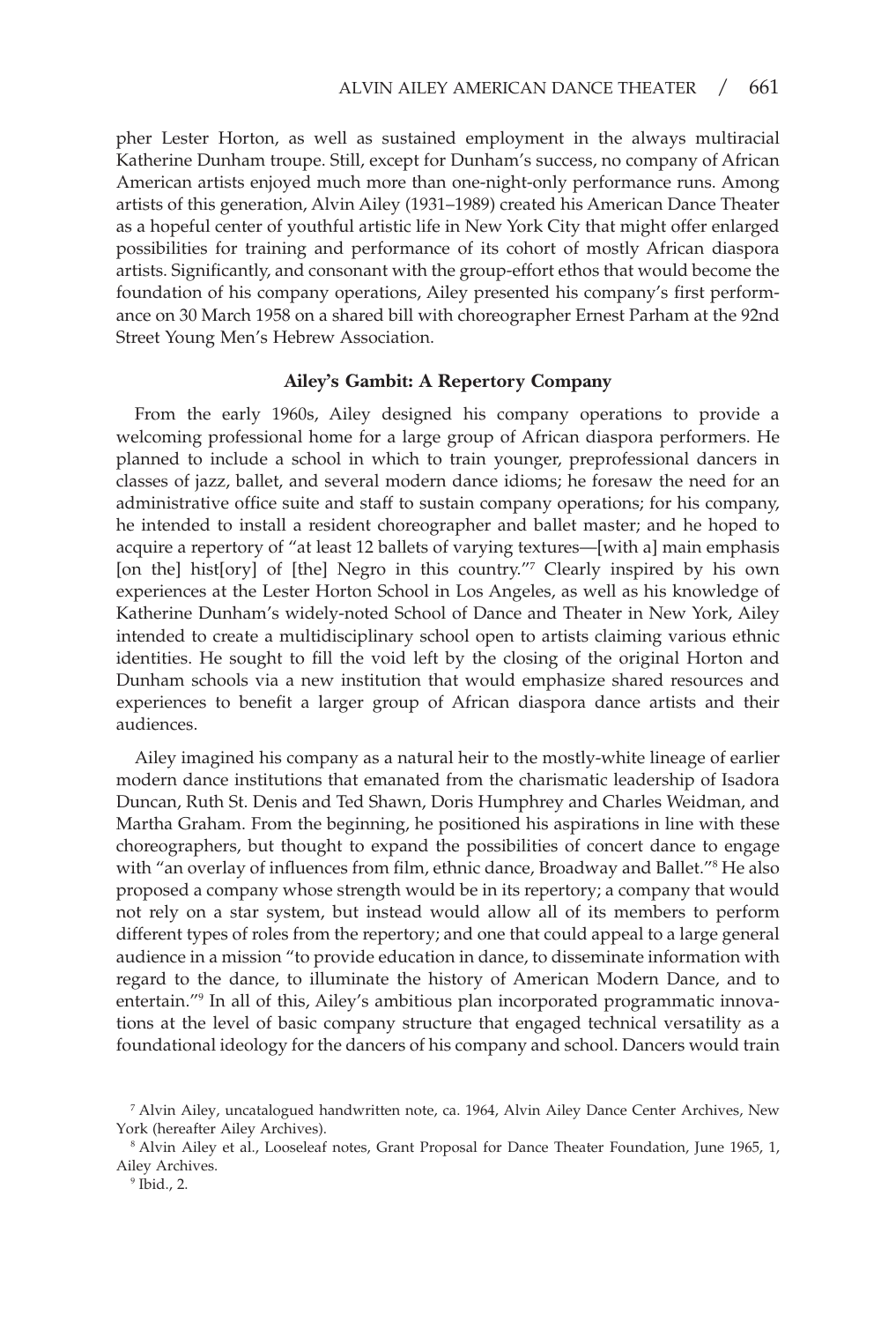pher Lester Horton, as well as sustained employment in the always multiracial Katherine Dunham troupe. Still, except for Dunham's success, no company of African American artists enjoyed much more than one-night-only performance runs. Among artists of this generation, Alvin Ailey (1931–1989) created his American Dance Theater as a hopeful center of youthful artistic life in New York City that might offer enlarged possibilities for training and performance of its cohort of mostly African diaspora artists. Significantly, and consonant with the group-effort ethos that would become the foundation of his company operations, Ailey presented his company's first performance on 30 March 1958 on a shared bill with choreographer Ernest Parham at the 92nd Street Young Men's Hebrew Association.

## Ailey's Gambit: A Repertory Company

From the early 1960s, Ailey designed his company operations to provide a welcoming professional home for a large group of African diaspora performers. He planned to include a school in which to train younger, preprofessional dancers in classes of jazz, ballet, and several modern dance idioms; he foresaw the need for an administrative office suite and staff to sustain company operations; for his company, he intended to install a resident choreographer and ballet master; and he hoped to acquire a repertory of "at least 12 ballets of varying textures—[with a] main emphasis [on the] hist[ory] of [the] Negro in this country."[7] Clearly inspired by his own experiences at the Lester Horton School in Los Angeles, as well as his knowledge of Katherine Dunham's widely-noted School of Dance and Theater in New York, Ailey intended to create a multidisciplinary school open to artists claiming various ethnic identities. He sought to fill the void left by the closing of the original Horton and Dunham schools via a new institution that would emphasize shared resources and experiences to benefit a larger group of African diaspora dance artists and their audiences.

Ailey imagined his company as a natural heir to the mostly-white lineage of earlier modern dance institutions that emanated from the charismatic leadership of Isadora Duncan, Ruth St. Denis and Ted Shawn, Doris Humphrey and Charles Weidman, and Martha Graham. From the beginning, he positioned his aspirations in line with these choreographers, but thought to expand the possibilities of concert dance to engage with "an overlay of influences from film, ethnic dance, Broadway and Ballet."[8] He also proposed a company whose strength would be in its repertory; a company that would not rely on a star system, but instead would allow all of its members to perform different types of roles from the repertory; and one that could appeal to a large general audience in a mission "to provide education in dance, to disseminate information with regard to the dance, to illuminate the history of American Modern Dance, and to entertain."[9] In all of this, Ailey's ambitious plan incorporated programmatic innovations at the level of basic company structure that engaged technical versatility as a foundational ideology for the dancers of his company and school. Dancers would train

[7] Alvin Ailey, uncatalogued handwritten note, ca. 1964, Alvin Ailey Dance Center Archives, New York (hereafter Ailey Archives).

[8] Alvin Ailey et al., Looseleaf notes, Grant Proposal for Dance Theater Foundation, June 1965, 1, Ailey Archives.

[9] Ibid., 2.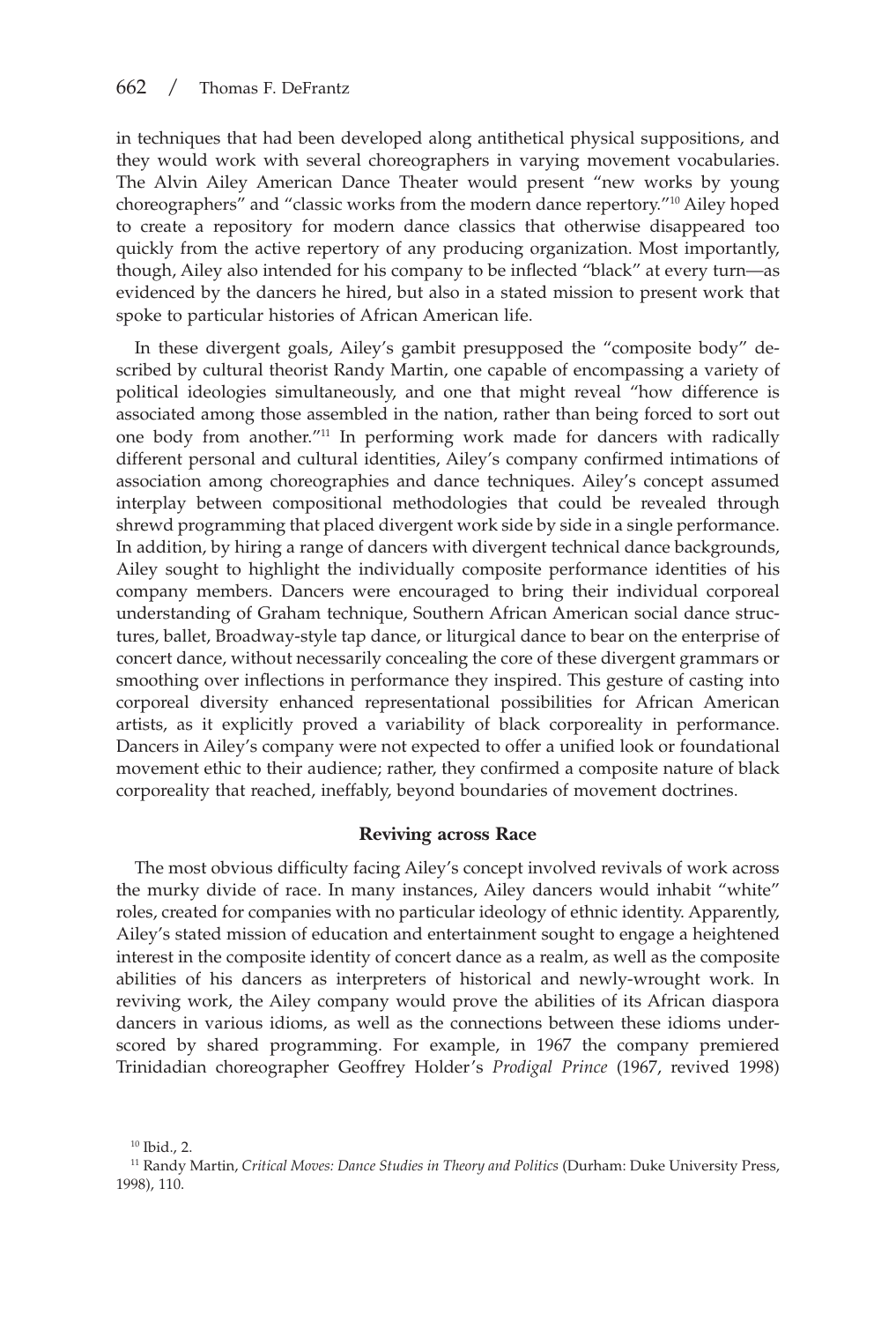in techniques that had been developed along antithetical physical suppositions, and they would work with several choreographers in varying movement vocabularies. The Alvin Ailey American Dance Theater would present "new works by young choreographers" and "classic works from the modern dance repertory."[10] Ailey hoped to create a repository for modern dance classics that otherwise disappeared too quickly from the active repertory of any producing organization. Most importantly, though, Ailey also intended for his company to be inflected "black" at every turn—as evidenced by the dancers he hired, but also in a stated mission to present work that spoke to particular histories of African American life.

In these divergent goals, Ailey's gambit presupposed the "composite body" described by cultural theorist Randy Martin, one capable of encompassing a variety of political ideologies simultaneously, and one that might reveal "how difference is associated among those assembled in the nation, rather than being forced to sort out one body from another."[11] In performing work made for dancers with radically different personal and cultural identities, Ailey's company confirmed intimations of association among choreographies and dance techniques. Ailey's concept assumed interplay between compositional methodologies that could be revealed through shrewd programming that placed divergent work side by side in a single performance. In addition, by hiring a range of dancers with divergent technical dance backgrounds, Ailey sought to highlight the individually composite performance identities of his company members. Dancers were encouraged to bring their individual corporeal understanding of Graham technique, Southern African American social dance structures, ballet, Broadway-style tap dance, or liturgical dance to bear on the enterprise of concert dance, without necessarily concealing the core of these divergent grammars or smoothing over inflections in performance they inspired. This gesture of casting into corporeal diversity enhanced representational possibilities for African American artists, as it explicitly proved a variability of black corporeality in performance. Dancers in Ailey's company were not expected to offer a unified look or foundational movement ethic to their audience; rather, they confirmed a composite nature of black corporeality that reached, ineffably, beyond boundaries of movement doctrines.

## Reviving across Race

The most obvious difficulty facing Ailey's concept involved revivals of work across the murky divide of race. In many instances, Ailey dancers would inhabit "white" roles, created for companies with no particular ideology of ethnic identity. Apparently, Ailey's stated mission of education and entertainment sought to engage a heightened interest in the composite identity of concert dance as a realm, as well as the composite abilities of his dancers as interpreters of historical and newly-wrought work. In reviving work, the Ailey company would prove the abilities of its African diaspora dancers in various idioms, as well as the connections between these idioms underscored by shared programming. For example, in 1967 the company premiered Trinidadian choreographer Geoffrey Holder's *Prodigal Prince* (1967, revived 1998)

[10] Ibid., 2.

[11] Randy Martin, *Critical Moves: Dance Studies in Theory and Politics* (Durham: Duke University Press, 1998), 110.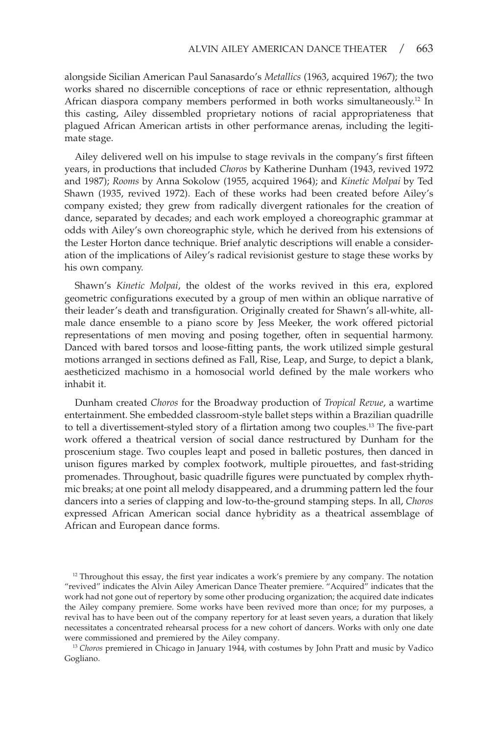alongside Sicilian American Paul Sanasardo's *Metallics* (1963, acquired 1967); the two works shared no discernible conceptions of race or ethnic representation, although African diaspora company members performed in both works simultaneously.[12] In this casting, Ailey dissembled proprietary notions of racial appropriateness that plagued African American artists in other performance arenas, including the legitimate stage.

Ailey delivered well on his impulse to stage revivals in the company's first fifteen years, in productions that included *Choros* by Katherine Dunham (1943, revived 1972 and 1987); *Rooms* by Anna Sokolow (1955, acquired 1964); and *Kinetic Molpai* by Ted Shawn (1935, revived 1972). Each of these works had been created before Ailey's company existed; they grew from radically divergent rationales for the creation of dance, separated by decades; and each work employed a choreographic grammar at odds with Ailey's own choreographic style, which he derived from his extensions of the Lester Horton dance technique. Brief analytic descriptions will enable a consideration of the implications of Ailey's radical revisionist gesture to stage these works by his own company.

Shawn's *Kinetic Molpai*, the oldest of the works revived in this era, explored geometric configurations executed by a group of men within an oblique narrative of their leader's death and transfiguration. Originally created for Shawn's all-white, all-male dance ensemble to a piano score by Jess Meeker, the work offered pictorial representations of men moving and posing together, often in sequential harmony. Danced with bared torsos and loose-fitting pants, the work utilized simple gestural motions arranged in sections defined as Fall, Rise, Leap, and Surge, to depict a blank, aestheticized machismo in a homosocial world defined by the male workers who inhabit it.

Dunham created *Choros* for the Broadway production of *Tropical Revue*, a wartime entertainment. She embedded classroom-style ballet steps within a Brazilian quadrille to tell a divertissement-styled story of a flirtation among two couples.[13] The five-part work offered a theatrical version of social dance restructured by Dunham for the proscenium stage. Two couples leapt and posed in balletic postures, then danced in unison figures marked by complex footwork, multiple pirouettes, and fast-striding promenades. Throughout, basic quadrille figures were punctuated by complex rhythmic breaks; at one point all melody disappeared, and a drumming pattern led the four dancers into a series of clapping and low-to-the-ground stamping steps. In all, *Choros* expressed African American social dance hybridity as a theatrical assemblage of African and European dance forms.

[12] Throughout this essay, the first year indicates a work's premiere by any company. The notation "revived" indicates the Alvin Ailey American Dance Theater premiere. "Acquired" indicates that the work had not gone out of repertory by some other producing organization; the acquired date indicates the Ailey company premiere. Some works have been revived more than once; for my purposes, a revival has to have been out of the company repertory for at least seven years, a duration that likely necessitates a concentrated rehearsal process for a new cohort of dancers. Works with only one date were commissioned and premiered by the Ailey company.

[13] *Choros* premiered in Chicago in January 1944, with costumes by John Pratt and music by Vadico Gogliano.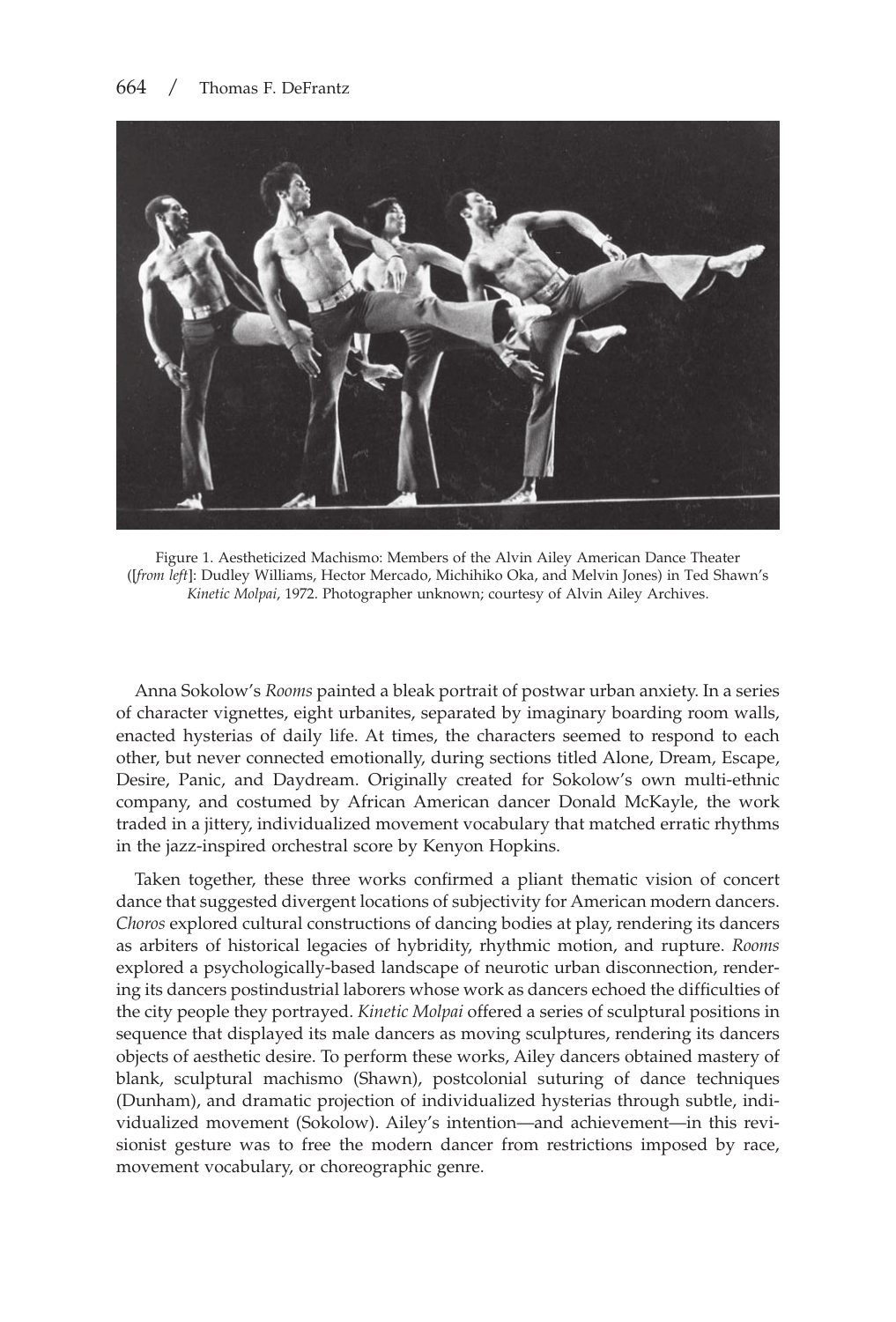Figure 1. Aestheticized Machismo: Members of the Alvin Ailey American Dance Theater ([*from left*]: Dudley Williams, Hector Mercado, Michihiko Oka, and Melvin Jones) in Ted Shawn's *Kinetic Molpai*, 1972. Photographer unknown; courtesy of Alvin Ailey Archives.

Anna Sokolow's *Rooms* painted a bleak portrait of postwar urban anxiety. In a series of character vignettes, eight urbanites, separated by imaginary boarding room walls, enacted hysterias of daily life. At times, the characters seemed to respond to each other, but never connected emotionally, during sections titled Alone, Dream, Escape, Desire, Panic, and Daydream. Originally created for Sokolow's own multi-ethnic company, and costumed by African American dancer Donald McKayle, the work traded in a jittery, individualized movement vocabulary that matched erratic rhythms in the jazz-inspired orchestral score by Kenyon Hopkins.

Taken together, these three works confirmed a pliant thematic vision of concert dance that suggested divergent locations of subjectivity for American modern dancers. *Choros* explored cultural constructions of dancing bodies at play, rendering its dancers as arbiters of historical legacies of hybridity, rhythmic motion, and rupture. *Rooms* explored a psychologically-based landscape of neurotic urban disconnection, rendering its dancers postindustrial laborers whose work as dancers echoed the difficulties of the city people they portrayed. *Kinetic Molpai* offered a series of sculptural positions in sequence that displayed its male dancers as moving sculptures, rendering its dancers objects of aesthetic desire. To perform these works, Ailey dancers obtained mastery of blank, sculptural machismo (Shawn), postcolonial suturing of dance techniques (Dunham), and dramatic projection of individualized hysterias through subtle, individualized movement (Sokolow). Ailey's intention—and achievement—in this revisionist gesture was to free the modern dancer from restrictions imposed by race, movement vocabulary, or choreographic genre.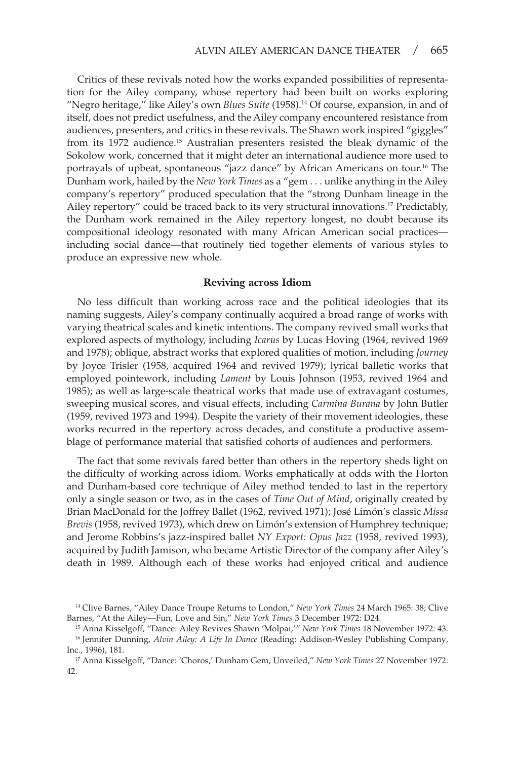Critics of these revivals noted how the works expanded possibilities of representation for the Ailey company, whose repertory had been built on works exploring "Negro heritage," like Ailey's own *Blues Suite* (1958).[14] Of course, expansion, in and of itself, does not predict usefulness, and the Ailey company encountered resistance from audiences, presenters, and critics in these revivals. The Shawn work inspired "giggles" from its 1972 audience.[15] Australian presenters resisted the bleak dynamic of the Sokolow work, concerned that it might deter an international audience more used to portrayals of upbeat, spontaneous "jazz dance" by African Americans on tour.[16] The Dunham work, hailed by the *New York Times* as a "gem . . . unlike anything in the Ailey company's repertory" produced speculation that the "strong Dunham lineage in the Ailey repertory" could be traced back to its very structural innovations.[17] Predictably, the Dunham work remained in the Ailey repertory longest, no doubt because its compositional ideology resonated with many African American social practices—including social dance—that routinely tied together elements of various styles to produce an expressive new whole.

### Reviving across Idiom

No less difficult than working across race and the political ideologies that its naming suggests, Ailey's company continually acquired a broad range of works with varying theatrical scales and kinetic intentions. The company revived small works that explored aspects of mythology, including *Icarus* by Lucas Hoving (1964, revived 1969 and 1978); oblique, abstract works that explored qualities of motion, including *Journey* by Joyce Trisler (1958, acquired 1964 and revived 1979); lyrical balletic works that employed pointework, including *Lament* by Louis Johnson (1953, revived 1964 and 1985); as well as large-scale theatrical works that made use of extravagant costumes, sweeping musical scores, and visual effects, including *Carmina Burana* by John Butler (1959, revived 1973 and 1994). Despite the variety of their movement ideologies, these works recurred in the repertory across decades, and constitute a productive assemblage of performance material that satisfied cohorts of audiences and performers.

The fact that some revivals fared better than others in the repertory sheds light on the difficulty of working across idiom. Works emphatically at odds with the Horton and Dunham-based core technique of Ailey method tended to last in the repertory only a single season or two, as in the cases of *Time Out of Mind*, originally created by Brian MacDonald for the Joffrey Ballet (1962, revived 1971); José Limón's classic *Missa Brevis* (1958, revived 1973), which drew on Limón's extension of Humphrey technique; and Jerome Robbins's jazz-inspired ballet *NY Export: Opus Jazz* (1958, revived 1993), acquired by Judith Jamison, who became Artistic Director of the company after Ailey's death in 1989. Although each of these works had enjoyed critical and audience

---

[14] Clive Barnes, "Ailey Dance Troupe Returns to London," *New York Times* 24 March 1965: 38; Clive Barnes, "At the Ailey—Fun, Love and Sin," *New York Times* 3 December 1972: D24.

[15] Anna Kisselgoff, "Dance: Ailey Revives Shawn 'Molpai,'" *New York Times* 18 November 1972: 43.

[16] Jennifer Dunning, *Alvin Ailey: A Life In Dance* (Reading: Addison-Wesley Publishing Company, Inc., 1996), 181.

[17] Anna Kisselgoff, "Dance: 'Choros,' Dunham Gem, Unveiled," *New York Times* 27 November 1972: 42.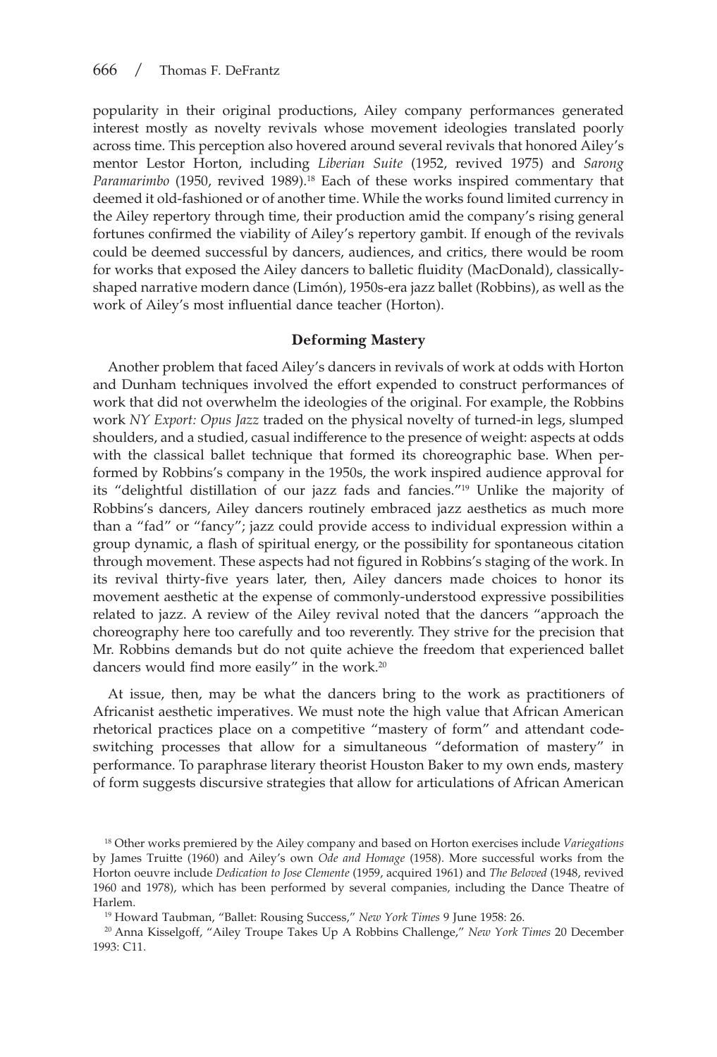popularity in their original productions, Ailey company performances generated interest mostly as novelty revivals whose movement ideologies translated poorly across time. This perception also hovered around several revivals that honored Ailey's mentor Lestor Horton, including *Liberian Suite* (1952, revived 1975) and *Sarong Paramarimbo* (1950, revived 1989).[18] Each of these works inspired commentary that deemed it old-fashioned or of another time. While the works found limited currency in the Ailey repertory through time, their production amid the company's rising general fortunes confirmed the viability of Ailey's repertory gambit. If enough of the revivals could be deemed successful by dancers, audiences, and critics, there would be room for works that exposed the Ailey dancers to balletic fluidity (MacDonald), classically-shaped narrative modern dance (Limón), 1950s-era jazz ballet (Robbins), as well as the work of Ailey's most influential dance teacher (Horton).

### Deforming Mastery

Another problem that faced Ailey's dancers in revivals of work at odds with Horton and Dunham techniques involved the effort expended to construct performances of work that did not overwhelm the ideologies of the original. For example, the Robbins work *NY Export: Opus Jazz* traded on the physical novelty of turned-in legs, slumped shoulders, and a studied, casual indifference to the presence of weight: aspects at odds with the classical ballet technique that formed its choreographic base. When performed by Robbins's company in the 1950s, the work inspired audience approval for its "delightful distillation of our jazz fads and fancies."[19] Unlike the majority of Robbins's dancers, Ailey dancers routinely embraced jazz aesthetics as much more than a "fad" or "fancy"; jazz could provide access to individual expression within a group dynamic, a flash of spiritual energy, or the possibility for spontaneous citation through movement. These aspects had not figured in Robbins's staging of the work. In its revival thirty-five years later, then, Ailey dancers made choices to honor its movement aesthetic at the expense of commonly-understood expressive possibilities related to jazz. A review of the Ailey revival noted that the dancers "approach the choreography here too carefully and too reverently. They strive for the precision that Mr. Robbins demands but do not quite achieve the freedom that experienced ballet dancers would find more easily" in the work.[20]

At issue, then, may be what the dancers bring to the work as practitioners of Africanist aesthetic imperatives. We must note the high value that African American rhetorical practices place on a competitive "mastery of form" and attendant code-switching processes that allow for a simultaneous "deformation of mastery" in performance. To paraphrase literary theorist Houston Baker to my own ends, mastery of form suggests discursive strategies that allow for articulations of African American

---

[18] Other works premiered by the Ailey company and based on Horton exercises include *Variegations* by James Truitte (1960) and Ailey's own *Ode and Homage* (1958). More successful works from the Horton oeuvre include *Dedication to Jose Clemente* (1959, acquired 1961) and *The Beloved* (1948, revived 1960 and 1978), which has been performed by several companies, including the Dance Theatre of Harlem.

[19] Howard Taubman, "Ballet: Rousing Success," *New York Times* 9 June 1958: 26.

[20] Anna Kisselgoff, "Ailey Troupe Takes Up A Robbins Challenge," *New York Times* 20 December 1993: C11.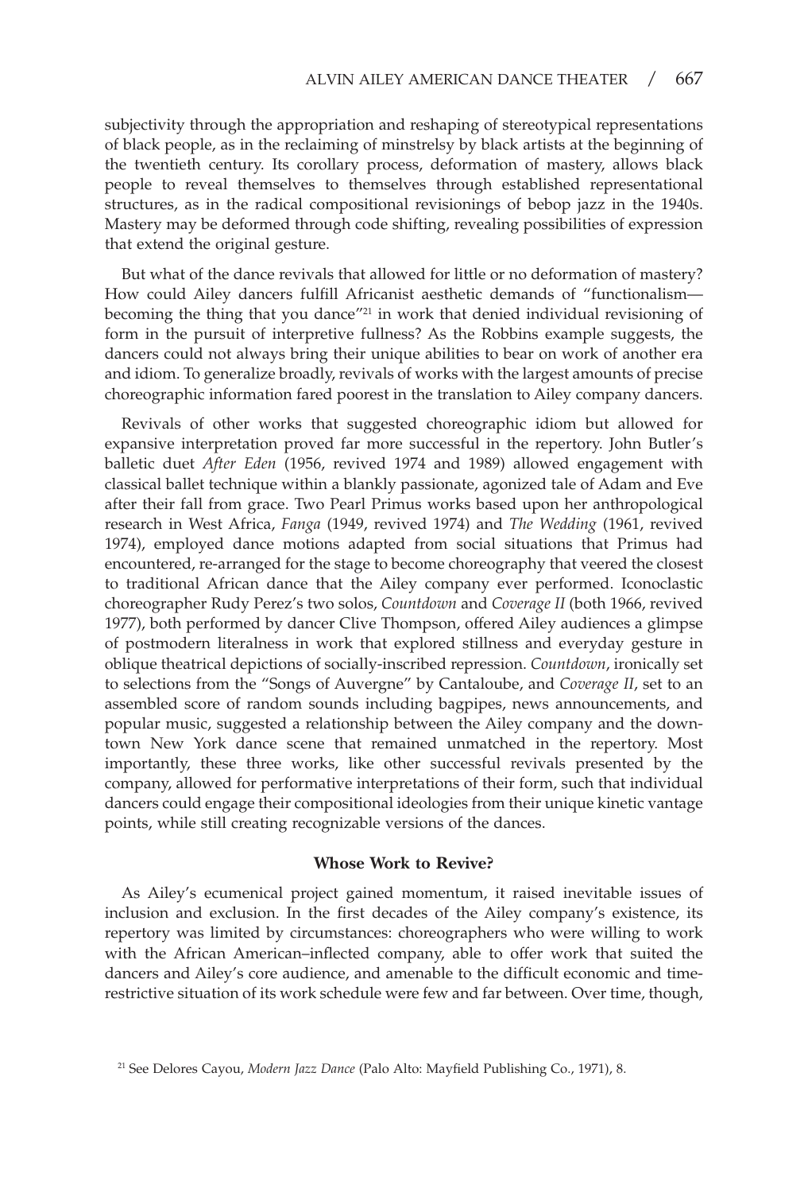subjectivity through the appropriation and reshaping of stereotypical representations of black people, as in the reclaiming of minstrelsy by black artists at the beginning of the twentieth century. Its corollary process, deformation of mastery, allows black people to reveal themselves to themselves through established representational structures, as in the radical compositional revisionings of bebop jazz in the 1940s. Mastery may be deformed through code shifting, revealing possibilities of expression that extend the original gesture.

But what of the dance revivals that allowed for little or no deformation of mastery? How could Ailey dancers fulfill Africanist aesthetic demands of "functionalism—becoming the thing that you dance"[21] in work that denied individual revisioning of form in the pursuit of interpretive fullness? As the Robbins example suggests, the dancers could not always bring their unique abilities to bear on work of another era and idiom. To generalize broadly, revivals of works with the largest amounts of precise choreographic information fared poorest in the translation to Ailey company dancers.

Revivals of other works that suggested choreographic idiom but allowed for expansive interpretation proved far more successful in the repertory. John Butler's balletic duet *After Eden* (1956, revived 1974 and 1989) allowed engagement with classical ballet technique within a blankly passionate, agonized tale of Adam and Eve after their fall from grace. Two Pearl Primus works based upon her anthropological research in West Africa, *Fanga* (1949, revived 1974) and *The Wedding* (1961, revived 1974), employed dance motions adapted from social situations that Primus had encountered, re-arranged for the stage to become choreography that veered the closest to traditional African dance that the Ailey company ever performed. Iconoclastic choreographer Rudy Perez's two solos, *Countdown* and *Coverage II* (both 1966, revived 1977), both performed by dancer Clive Thompson, offered Ailey audiences a glimpse of postmodern literalness in work that explored stillness and everyday gesture in oblique theatrical depictions of socially-inscribed repression. *Countdown*, ironically set to selections from the "Songs of Auvergne" by Cantaloube, and *Coverage II*, set to an assembled score of random sounds including bagpipes, news announcements, and popular music, suggested a relationship between the Ailey company and the downtown New York dance scene that remained unmatched in the repertory. Most importantly, these three works, like other successful revivals presented by the company, allowed for performative interpretations of their form, such that individual dancers could engage their compositional ideologies from their unique kinetic vantage points, while still creating recognizable versions of the dances.

### Whose Work to Revive?

As Ailey's ecumenical project gained momentum, it raised inevitable issues of inclusion and exclusion. In the first decades of the Ailey company's existence, its repertory was limited by circumstances: choreographers who were willing to work with the African American–inflected company, able to offer work that suited the dancers and Ailey's core audience, and amenable to the difficult economic and time-restrictive situation of its work schedule were few and far between. Over time, though,

[21] See Delores Cayou, *Modern Jazz Dance* (Palo Alto: Mayfield Publishing Co., 1971), 8.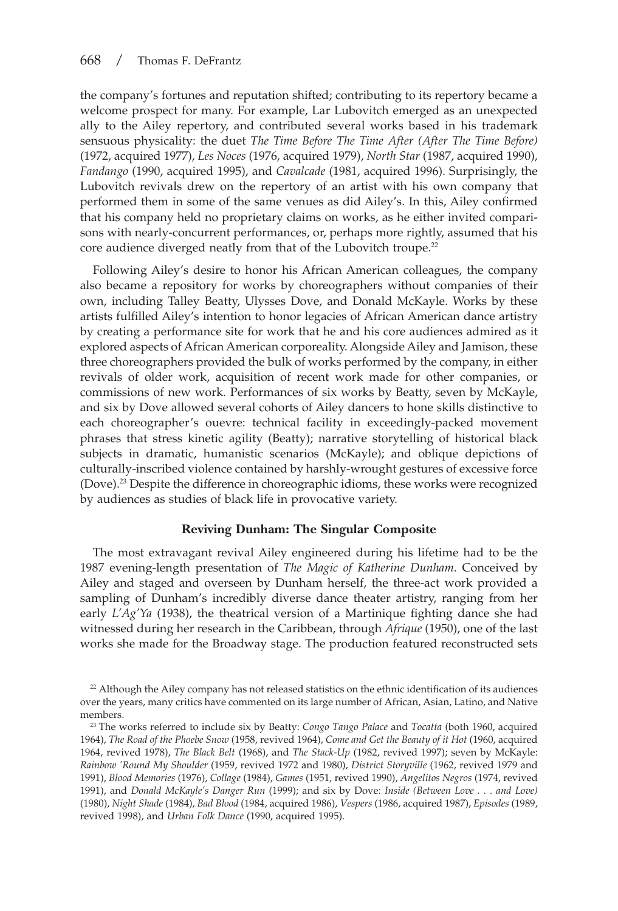the company's fortunes and reputation shifted; contributing to its repertory became a welcome prospect for many. For example, Lar Lubovitch emerged as an unexpected ally to the Ailey repertory, and contributed several works based in his trademark sensuous physicality: the duet *The Time Before The Time After (After The Time Before)* (1972, acquired 1977), *Les Noces* (1976, acquired 1979), *North Star* (1987, acquired 1990), *Fandango* (1990, acquired 1995), and *Cavalcade* (1981, acquired 1996). Surprisingly, the Lubovitch revivals drew on the repertory of an artist with his own company that performed them in some of the same venues as did Ailey's. In this, Ailey confirmed that his company held no proprietary claims on works, as he either invited comparisons with nearly-concurrent performances, or, perhaps more rightly, assumed that his core audience diverged neatly from that of the Lubovitch troupe.[22]

Following Ailey's desire to honor his African American colleagues, the company also became a repository for works by choreographers without companies of their own, including Talley Beatty, Ulysses Dove, and Donald McKayle. Works by these artists fulfilled Ailey's intention to honor legacies of African American dance artistry by creating a performance site for work that he and his core audiences admired as it explored aspects of African American corporeality. Alongside Ailey and Jamison, these three choreographers provided the bulk of works performed by the company, in either revivals of older work, acquisition of recent work made for other companies, or commissions of new work. Performances of six works by Beatty, seven by McKayle, and six by Dove allowed several cohorts of Ailey dancers to hone skills distinctive to each choreographer's ouevre: technical facility in exceedingly-packed movement phrases that stress kinetic agility (Beatty); narrative storytelling of historical black subjects in dramatic, humanistic scenarios (McKayle); and oblique depictions of culturally-inscribed violence contained by harshly-wrought gestures of excessive force (Dove).[23] Despite the difference in choreographic idioms, these works were recognized by audiences as studies of black life in provocative variety.

### Reviving Dunham: The Singular Composite

The most extravagant revival Ailey engineered during his lifetime had to be the 1987 evening-length presentation of *The Magic of Katherine Dunham*. Conceived by Ailey and staged and overseen by Dunham herself, the three-act work provided a sampling of Dunham's incredibly diverse dance theater artistry, ranging from her early *L'Ag'Ya* (1938), the theatrical version of a Martinique fighting dance she had witnessed during her research in the Caribbean, through *Afrique* (1950), one of the last works she made for the Broadway stage. The production featured reconstructed sets

---

[22] Although the Ailey company has not released statistics on the ethnic identification of its audiences over the years, many critics have commented on its large number of African, Asian, Latino, and Native members.

[23] The works referred to include six by Beatty: *Congo Tango Palace* and *Tocatta* (both 1960, acquired 1964), *The Road of the Phoebe Snow* (1958, revived 1964), *Come and Get the Beauty of it Hot* (1960, acquired 1964, revived 1978), *The Black Belt* (1968), and *The Stack-Up* (1982, revived 1997); seven by McKayle: *Rainbow 'Round My Shoulder* (1959, revived 1972 and 1980), *District Storyville* (1962, revived 1979 and 1991), *Blood Memories* (1976), *Collage* (1984), *Games* (1951, revived 1990), *Angelitos Negros* (1974, revived 1991), and *Donald McKayle's Danger Run* (1999); and six by Dove: *Inside (Between Love . . . and Love)* (1980), *Night Shade* (1984), *Bad Blood* (1984, acquired 1986), *Vespers* (1986, acquired 1987), *Episodes* (1989, revived 1998), and *Urban Folk Dance* (1990, acquired 1995).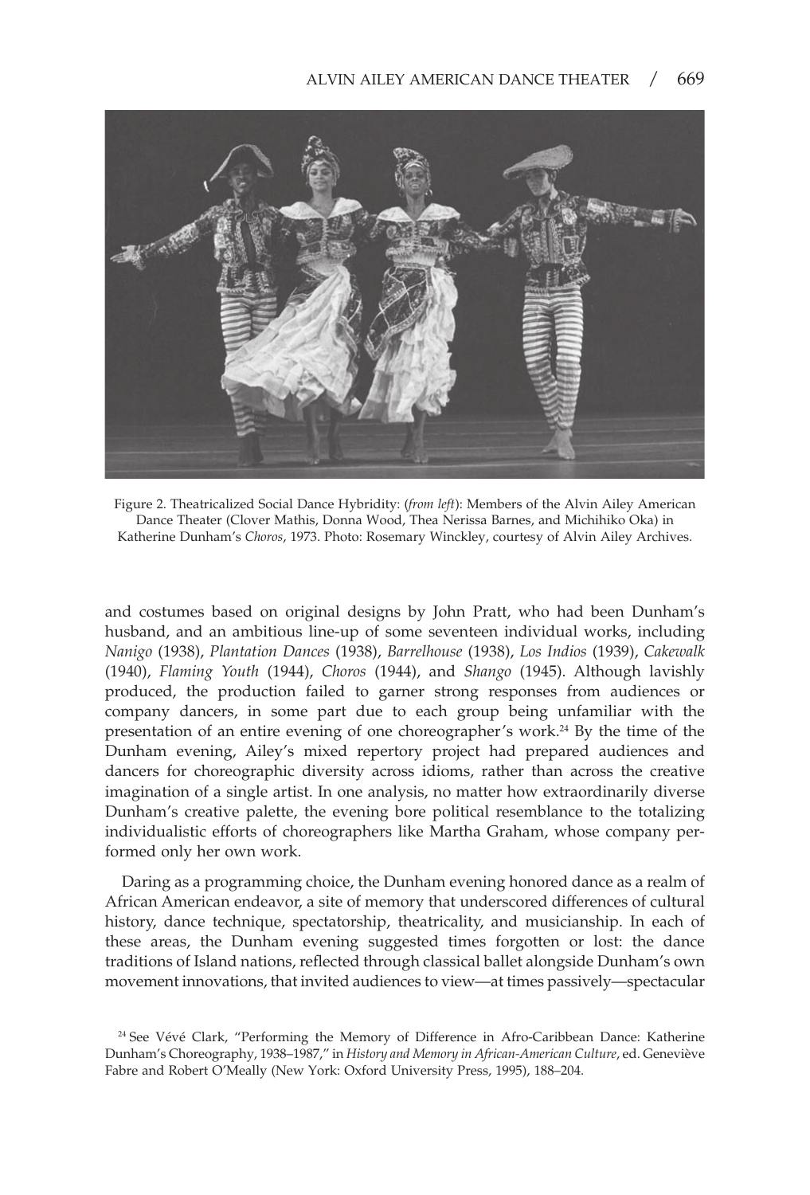Figure 2. Theatricalized Social Dance Hybridity: (*from left*): Members of the Alvin Ailey American Dance Theater (Clover Mathis, Donna Wood, Thea Nerissa Barnes, and Michihiko Oka) in Katherine Dunham's *Choros*, 1973. Photo: Rosemary Winckley, courtesy of Alvin Ailey Archives.

and costumes based on original designs by John Pratt, who had been Dunham's husband, and an ambitious line-up of some seventeen individual works, including *Nanigo* (1938), *Plantation Dances* (1938), *Barrelhouse* (1938), *Los Indios* (1939), *Cakewalk* (1940), *Flaming Youth* (1944), *Choros* (1944), and *Shango* (1945). Although lavishly produced, the production failed to garner strong responses from audiences or company dancers, in some part due to each group being unfamiliar with the presentation of an entire evening of one choreographer's work.[24] By the time of the Dunham evening, Ailey's mixed repertory project had prepared audiences and dancers for choreographic diversity across idioms, rather than across the creative imagination of a single artist. In one analysis, no matter how extraordinarily diverse Dunham's creative palette, the evening bore political resemblance to the totalizing individualistic efforts of choreographers like Martha Graham, whose company performed only her own work.

Daring as a programming choice, the Dunham evening honored dance as a realm of African American endeavor, a site of memory that underscored differences of cultural history, dance technique, spectatorship, theatricality, and musicianship. In each of these areas, the Dunham evening suggested times forgotten or lost: the dance traditions of Island nations, reflected through classical ballet alongside Dunham's own movement innovations, that invited audiences to view—at times passively—spectacular

[24] See Vévé Clark, "Performing the Memory of Difference in Afro-Caribbean Dance: Katherine Dunham's Choreography, 1938–1987," in *History and Memory in African-American Culture*, ed. Geneviève Fabre and Robert O'Meally (New York: Oxford University Press, 1995), 188–204.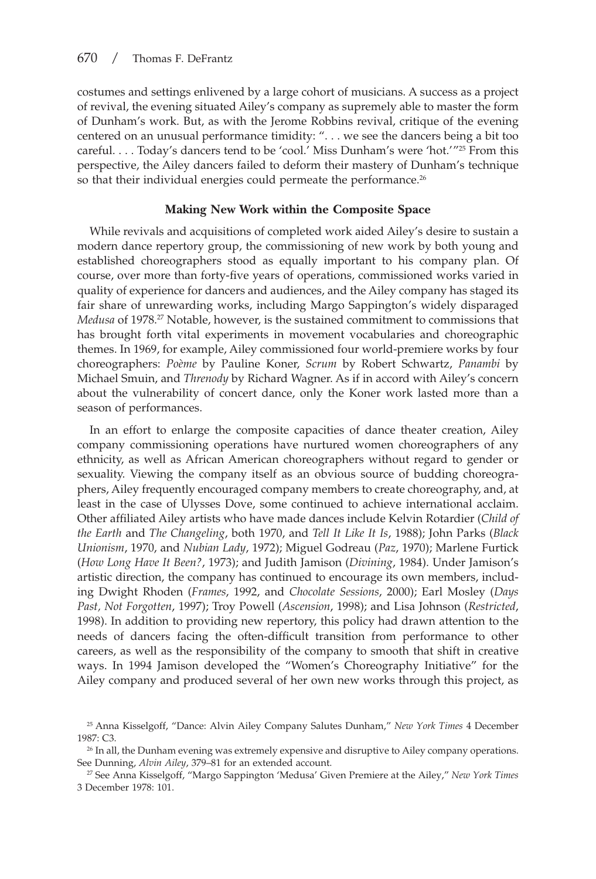costumes and settings enlivened by a large cohort of musicians. A success as a project of revival, the evening situated Ailey's company as supremely able to master the form of Dunham's work. But, as with the Jerome Robbins revival, critique of the evening centered on an unusual performance timidity: ". . . we see the dancers being a bit too careful. . . . Today's dancers tend to be 'cool.' Miss Dunham's were 'hot.'"[25] From this perspective, the Ailey dancers failed to deform their mastery of Dunham's technique so that their individual energies could permeate the performance.[26]

### Making New Work within the Composite Space

While revivals and acquisitions of completed work aided Ailey's desire to sustain a modern dance repertory group, the commissioning of new work by both young and established choreographers stood as equally important to his company plan. Of course, over more than forty-five years of operations, commissioned works varied in quality of experience for dancers and audiences, and the Ailey company has staged its fair share of unrewarding works, including Margo Sappington's widely disparaged *Medusa* of 1978.[27] Notable, however, is the sustained commitment to commissions that has brought forth vital experiments in movement vocabularies and choreographic themes. In 1969, for example, Ailey commissioned four world-premiere works by four choreographers: *Poème* by Pauline Koner, *Scrum* by Robert Schwartz, *Panambi* by Michael Smuin, and *Threnody* by Richard Wagner. As if in accord with Ailey's concern about the vulnerability of concert dance, only the Koner work lasted more than a season of performances.

In an effort to enlarge the composite capacities of dance theater creation, Ailey company commissioning operations have nurtured women choreographers of any ethnicity, as well as African American choreographers without regard to gender or sexuality. Viewing the company itself as an obvious source of budding choreographers, Ailey frequently encouraged company members to create choreography, and, at least in the case of Ulysses Dove, some continued to achieve international acclaim. Other affiliated Ailey artists who have made dances include Kelvin Rotardier (*Child of the Earth* and *The Changeling*, both 1970, and *Tell It Like It Is*, 1988); John Parks (*Black Unionism*, 1970, and *Nubian Lady*, 1972); Miguel Godreau (*Paz*, 1970); Marlene Furtick (*How Long Have It Been?*, 1973); and Judith Jamison (*Divining*, 1984). Under Jamison's artistic direction, the company has continued to encourage its own members, including Dwight Rhoden (*Frames*, 1992, and *Chocolate Sessions*, 2000); Earl Mosley (*Days Past, Not Forgotten*, 1997); Troy Powell (*Ascension*, 1998); and Lisa Johnson (*Restricted*, 1998). In addition to providing new repertory, this policy had drawn attention to the needs of dancers facing the often-difficult transition from performance to other careers, as well as the responsibility of the company to smooth that shift in creative ways. In 1994 Jamison developed the "Women's Choreography Initiative" for the Ailey company and produced several of her own new works through this project, as

[25] Anna Kisselgoff, "Dance: Alvin Ailey Company Salutes Dunham," *New York Times* 4 December 1987: C3.

[26] In all, the Dunham evening was extremely expensive and disruptive to Ailey company operations. See Dunning, *Alvin Ailey*, 379–81 for an extended account.

[27] See Anna Kisselgoff, "Margo Sappington 'Medusa' Given Premiere at the Ailey," *New York Times* 3 December 1978: 101.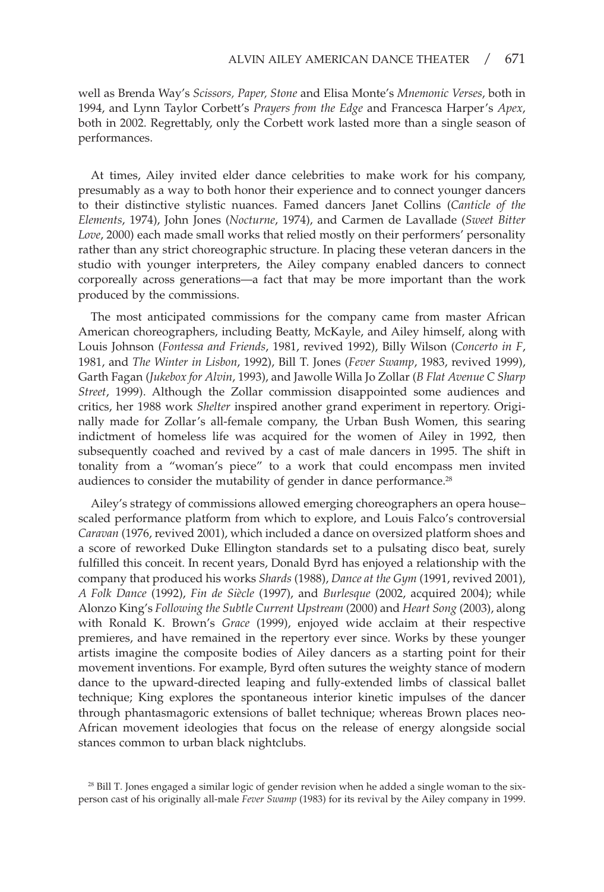well as Brenda Way's *Scissors, Paper, Stone* and Elisa Monte's *Mnemonic Verses*, both in 1994, and Lynn Taylor Corbett's *Prayers from the Edge* and Francesca Harper's *Apex*, both in 2002. Regrettably, only the Corbett work lasted more than a single season of performances.

At times, Ailey invited elder dance celebrities to make work for his company, presumably as a way to both honor their experience and to connect younger dancers to their distinctive stylistic nuances. Famed dancers Janet Collins (*Canticle of the Elements*, 1974), John Jones (*Nocturne*, 1974), and Carmen de Lavallade (*Sweet Bitter Love*, 2000) each made small works that relied mostly on their performers' personality rather than any strict choreographic structure. In placing these veteran dancers in the studio with younger interpreters, the Ailey company enabled dancers to connect corporeally across generations—a fact that may be more important than the work produced by the commissions.

The most anticipated commissions for the company came from master African American choreographers, including Beatty, McKayle, and Ailey himself, along with Louis Johnson (*Fontessa and Friends*, 1981, revived 1992), Billy Wilson (*Concerto in F*, 1981, and *The Winter in Lisbon*, 1992), Bill T. Jones (*Fever Swamp*, 1983, revived 1999), Garth Fagan (*Jukebox for Alvin*, 1993), and Jawolle Willa Jo Zollar (*B Flat Avenue C Sharp Street*, 1999). Although the Zollar commission disappointed some audiences and critics, her 1988 work *Shelter* inspired another grand experiment in repertory. Originally made for Zollar's all-female company, the Urban Bush Women, this searing indictment of homeless life was acquired for the women of Ailey in 1992, then subsequently coached and revived by a cast of male dancers in 1995. The shift in tonality from a "woman's piece" to a work that could encompass men invited audiences to consider the mutability of gender in dance performance.[28]

Ailey's strategy of commissions allowed emerging choreographers an opera house–scaled performance platform from which to explore, and Louis Falco's controversial *Caravan* (1976, revived 2001), which included a dance on oversized platform shoes and a score of reworked Duke Ellington standards set to a pulsating disco beat, surely fulfilled this conceit. In recent years, Donald Byrd has enjoyed a relationship with the company that produced his works *Shards* (1988), *Dance at the Gym* (1991, revived 2001), *A Folk Dance* (1992), *Fin de Siècle* (1997), and *Burlesque* (2002, acquired 2004); while Alonzo King's *Following the Subtle Current Upstream* (2000) and *Heart Song* (2003), along with Ronald K. Brown's *Grace* (1999), enjoyed wide acclaim at their respective premieres, and have remained in the repertory ever since. Works by these younger artists imagine the composite bodies of Ailey dancers as a starting point for their movement inventions. For example, Byrd often sutures the weighty stance of modern dance to the upward-directed leaping and fully-extended limbs of classical ballet technique; King explores the spontaneous interior kinetic impulses of the dancer through phantasmagoric extensions of ballet technique; whereas Brown places neo-African movement ideologies that focus on the release of energy alongside social stances common to urban black nightclubs.

[28] Bill T. Jones engaged a similar logic of gender revision when he added a single woman to the six-person cast of his originally all-male *Fever Swamp* (1983) for its revival by the Ailey company in 1999.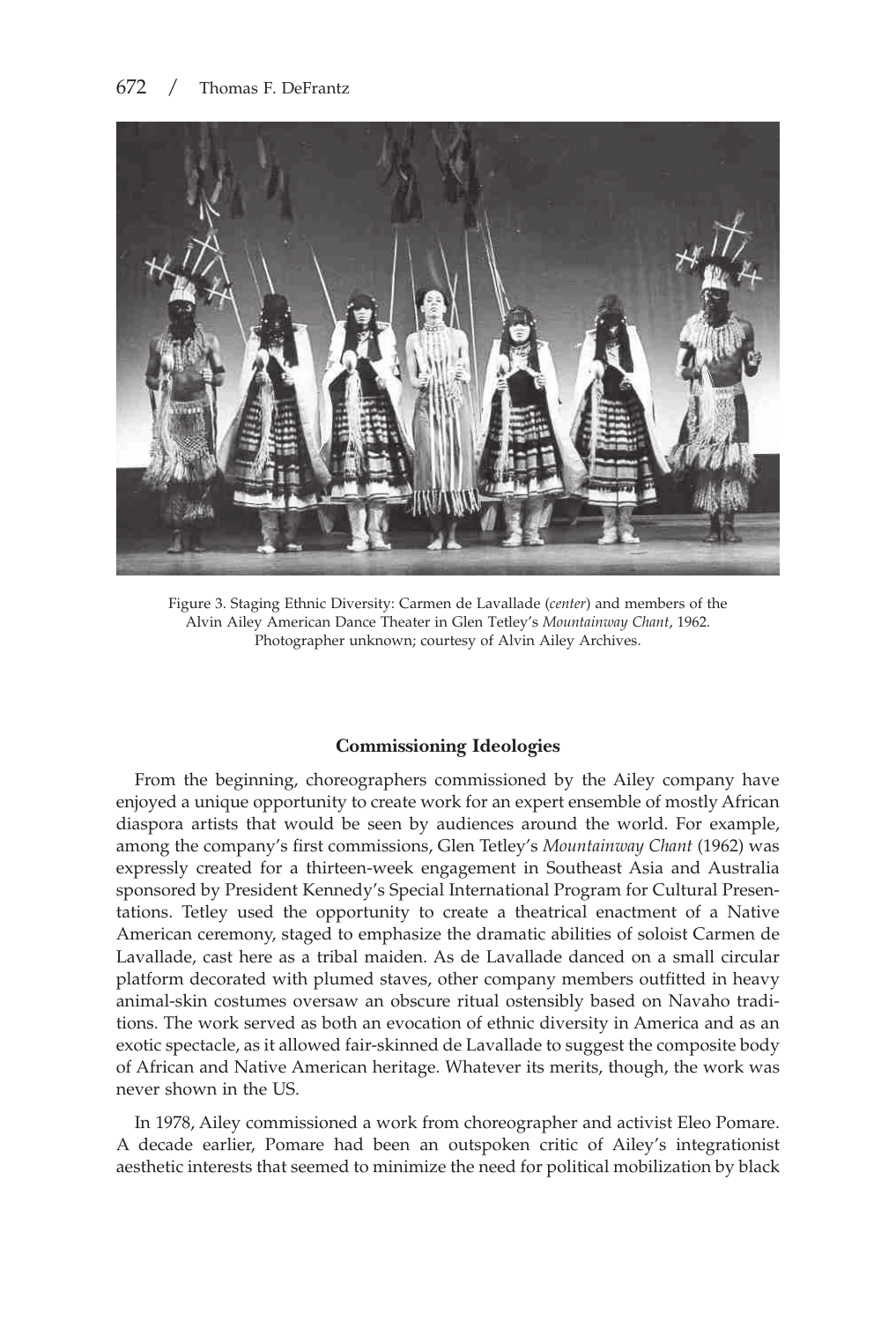Figure 3. Staging Ethnic Diversity: Carmen de Lavallade (*center*) and members of the Alvin Ailey American Dance Theater in Glen Tetley's *Mountainway Chant*, 1962. Photographer unknown; courtesy of Alvin Ailey Archives.

### Commissioning Ideologies

From the beginning, choreographers commissioned by the Ailey company have enjoyed a unique opportunity to create work for an expert ensemble of mostly African diaspora artists that would be seen by audiences around the world. For example, among the company's first commissions, Glen Tetley's *Mountainway Chant* (1962) was expressly created for a thirteen-week engagement in Southeast Asia and Australia sponsored by President Kennedy's Special International Program for Cultural Presentations. Tetley used the opportunity to create a theatrical enactment of a Native American ceremony, staged to emphasize the dramatic abilities of soloist Carmen de Lavallade, cast here as a tribal maiden. As de Lavallade danced on a small circular platform decorated with plumed staves, other company members outfitted in heavy animal-skin costumes oversaw an obscure ritual ostensibly based on Navaho traditions. The work served as both an evocation of ethnic diversity in America and as an exotic spectacle, as it allowed fair-skinned de Lavallade to suggest the composite body of African and Native American heritage. Whatever its merits, though, the work was never shown in the US.

In 1978, Ailey commissioned a work from choreographer and activist Eleo Pomare. A decade earlier, Pomare had been an outspoken critic of Ailey's integrationist aesthetic interests that seemed to minimize the need for political mobilization by black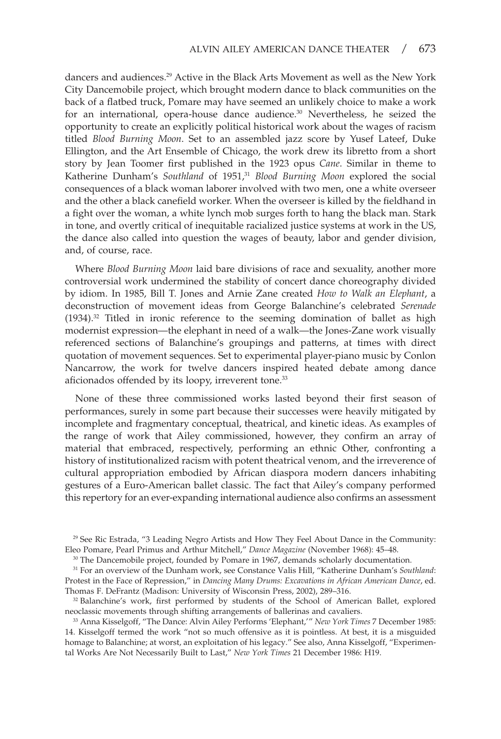dancers and audiences.[29] Active in the Black Arts Movement as well as the New York City Dancemobile project, which brought modern dance to black communities on the back of a flatbed truck, Pomare may have seemed an unlikely choice to make a work for an international, opera-house dance audience.[30] Nevertheless, he seized the opportunity to create an explicitly political historical work about the wages of racism titled *Blood Burning Moon*. Set to an assembled jazz score by Yusef Lateef, Duke Ellington, and the Art Ensemble of Chicago, the work drew its libretto from a short story by Jean Toomer first published in the 1923 opus *Cane*. Similar in theme to Katherine Dunham's *Southland* of 1951,[31] *Blood Burning Moon* explored the social consequences of a black woman laborer involved with two men, one a white overseer and the other a black canefield worker. When the overseer is killed by the fieldhand in a fight over the woman, a white lynch mob surges forth to hang the black man. Stark in tone, and overtly critical of inequitable racialized justice systems at work in the US, the dance also called into question the wages of beauty, labor and gender division, and, of course, race.

Where *Blood Burning Moon* laid bare divisions of race and sexuality, another more controversial work undermined the stability of concert dance choreography divided by idiom. In 1985, Bill T. Jones and Arnie Zane created *How to Walk an Elephant*, a deconstruction of movement ideas from George Balanchine's celebrated *Serenade* (1934).[32] Titled in ironic reference to the seeming domination of ballet as high modernist expression—the elephant in need of a walk—the Jones-Zane work visually referenced sections of Balanchine's groupings and patterns, at times with direct quotation of movement sequences. Set to experimental player-piano music by Conlon Nancarrow, the work for twelve dancers inspired heated debate among dance aficionados offended by its loopy, irreverent tone.[33]

None of these three commissioned works lasted beyond their first season of performances, surely in some part because their successes were heavily mitigated by incomplete and fragmentary conceptual, theatrical, and kinetic ideas. As examples of the range of work that Ailey commissioned, however, they confirm an array of material that embraced, respectively, performing an ethnic Other, confronting a history of institutionalized racism with potent theatrical venom, and the irreverence of cultural appropriation embodied by African diaspora modern dancers inhabiting gestures of a Euro-American ballet classic. The fact that Ailey's company performed this repertory for an ever-expanding international audience also confirms an assessment

[29] See Ric Estrada, "3 Leading Negro Artists and How They Feel About Dance in the Community: Eleo Pomare, Pearl Primus and Arthur Mitchell," *Dance Magazine* (November 1968): 45–48.

[30] The Dancemobile project, founded by Pomare in 1967, demands scholarly documentation.

[31] For an overview of the Dunham work, see Constance Valis Hill, "Katherine Dunham's *Southland*: Protest in the Face of Repression," in *Dancing Many Drums: Excavations in African American Dance*, ed. Thomas F. DeFrantz (Madison: University of Wisconsin Press, 2002), 289–316.

[32] Balanchine's work, first performed by students of the School of American Ballet, explored neoclassic movements through shifting arrangements of ballerinas and cavaliers.

[33] Anna Kisselgoff, "The Dance: Alvin Ailey Performs 'Elephant,'" *New York Times* 7 December 1985: 14. Kisselgoff termed the work "not so much offensive as it is pointless. At best, it is a misguided homage to Balanchine; at worst, an exploitation of his legacy." See also, Anna Kisselgoff, "Experimental Works Are Not Necessarily Built to Last," *New York Times* 21 December 1986: H19.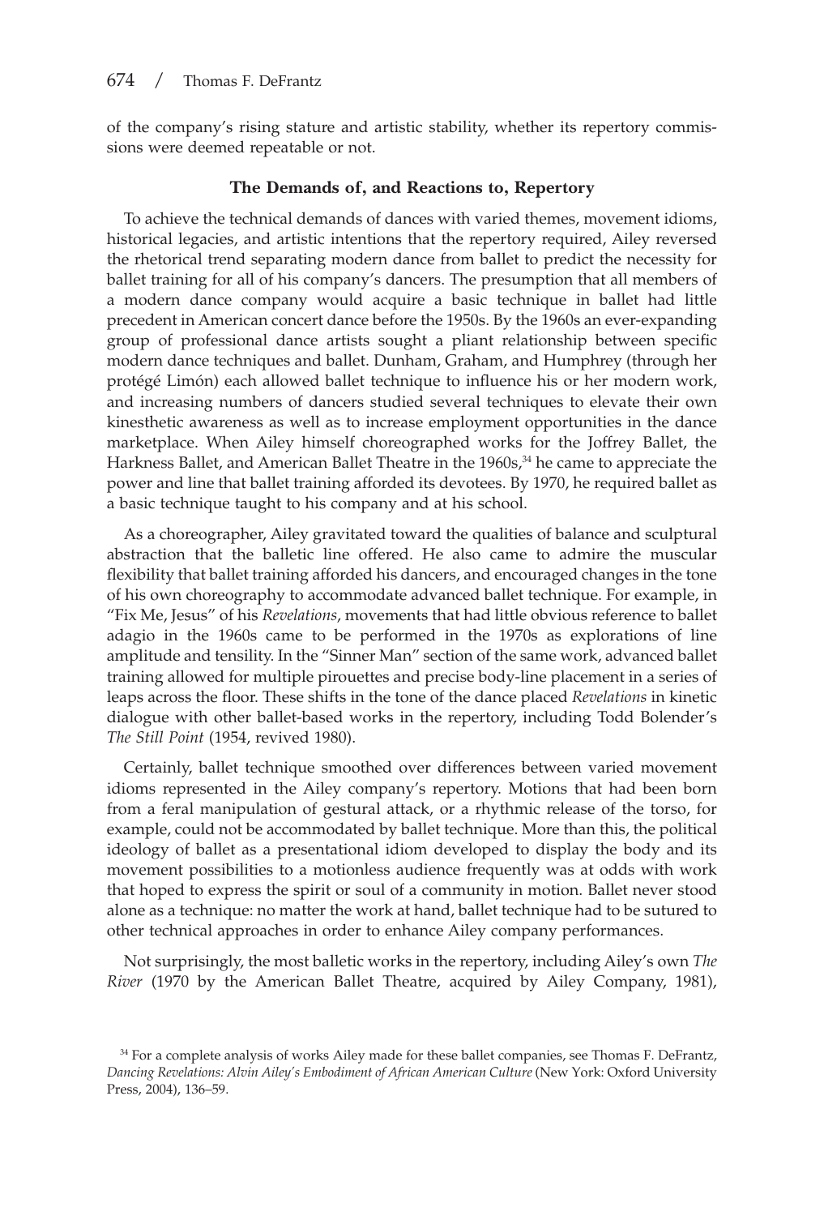of the company's rising stature and artistic stability, whether its repertory commissions were deemed repeatable or not.

### The Demands of, and Reactions to, Repertory

To achieve the technical demands of dances with varied themes, movement idioms, historical legacies, and artistic intentions that the repertory required, Ailey reversed the rhetorical trend separating modern dance from ballet to predict the necessity for ballet training for all of his company's dancers. The presumption that all members of a modern dance company would acquire a basic technique in ballet had little precedent in American concert dance before the 1950s. By the 1960s an ever-expanding group of professional dance artists sought a pliant relationship between specific modern dance techniques and ballet. Dunham, Graham, and Humphrey (through her protégé Limón) each allowed ballet technique to influence his or her modern work, and increasing numbers of dancers studied several techniques to elevate their own kinesthetic awareness as well as to increase employment opportunities in the dance marketplace. When Ailey himself choreographed works for the Joffrey Ballet, the Harkness Ballet, and American Ballet Theatre in the 1960s,[34] he came to appreciate the power and line that ballet training afforded its devotees. By 1970, he required ballet as a basic technique taught to his company and at his school.

As a choreographer, Ailey gravitated toward the qualities of balance and sculptural abstraction that the balletic line offered. He also came to admire the muscular flexibility that ballet training afforded his dancers, and encouraged changes in the tone of his own choreography to accommodate advanced ballet technique. For example, in "Fix Me, Jesus" of his *Revelations*, movements that had little obvious reference to ballet adagio in the 1960s came to be performed in the 1970s as explorations of line amplitude and tensility. In the "Sinner Man" section of the same work, advanced ballet training allowed for multiple pirouettes and precise body-line placement in a series of leaps across the floor. These shifts in the tone of the dance placed *Revelations* in kinetic dialogue with other ballet-based works in the repertory, including Todd Bolender's *The Still Point* (1954, revived 1980).

Certainly, ballet technique smoothed over differences between varied movement idioms represented in the Ailey company's repertory. Motions that had been born from a feral manipulation of gestural attack, or a rhythmic release of the torso, for example, could not be accommodated by ballet technique. More than this, the political ideology of ballet as a presentational idiom developed to display the body and its movement possibilities to a motionless audience frequently was at odds with work that hoped to express the spirit or soul of a community in motion. Ballet never stood alone as a technique: no matter the work at hand, ballet technique had to be sutured to other technical approaches in order to enhance Ailey company performances.

Not surprisingly, the most balletic works in the repertory, including Ailey's own *The River* (1970 by the American Ballet Theatre, acquired by Ailey Company, 1981),

[34] For a complete analysis of works Ailey made for these ballet companies, see Thomas F. DeFrantz, *Dancing Revelations: Alvin Ailey's Embodiment of African American Culture* (New York: Oxford University Press, 2004), 136–59.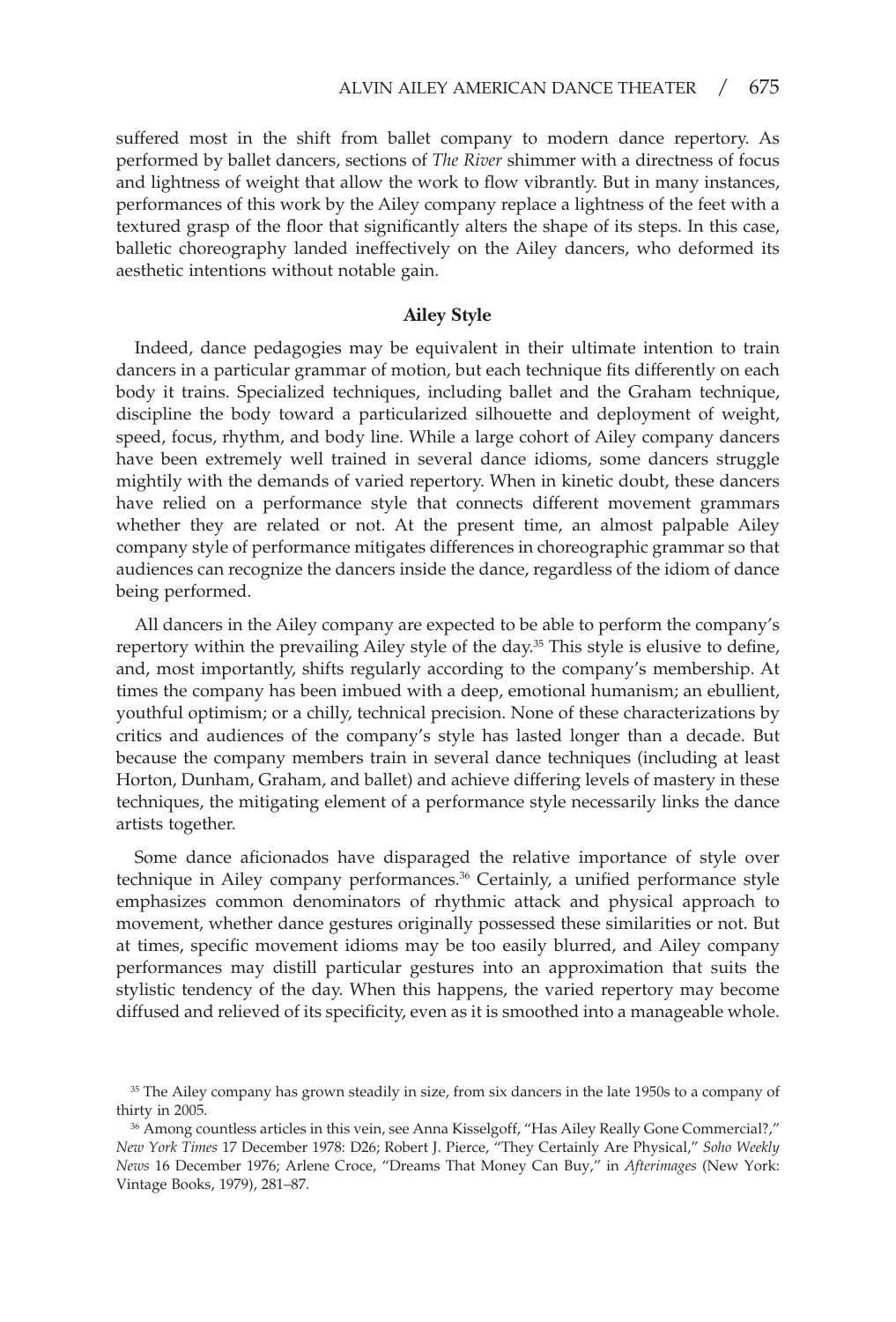suffered most in the shift from ballet company to modern dance repertory. As performed by ballet dancers, sections of *The River* shimmer with a directness of focus and lightness of weight that allow the work to flow vibrantly. But in many instances, performances of this work by the Ailey company replace a lightness of the feet with a textured grasp of the floor that significantly alters the shape of its steps. In this case, balletic choreography landed ineffectively on the Ailey dancers, who deformed its aesthetic intentions without notable gain.

### Ailey Style

Indeed, dance pedagogies may be equivalent in their ultimate intention to train dancers in a particular grammar of motion, but each technique fits differently on each body it trains. Specialized techniques, including ballet and the Graham technique, discipline the body toward a particularized silhouette and deployment of weight, speed, focus, rhythm, and body line. While a large cohort of Ailey company dancers have been extremely well trained in several dance idioms, some dancers struggle mightily with the demands of varied repertory. When in kinetic doubt, these dancers have relied on a performance style that connects different movement grammars whether they are related or not. At the present time, an almost palpable Ailey company style of performance mitigates differences in choreographic grammar so that audiences can recognize the dancers inside the dance, regardless of the idiom of dance being performed.

All dancers in the Ailey company are expected to be able to perform the company's repertory within the prevailing Ailey style of the day.[35] This style is elusive to define, and, most importantly, shifts regularly according to the company's membership. At times the company has been imbued with a deep, emotional humanism; an ebullient, youthful optimism; or a chilly, technical precision. None of these characterizations by critics and audiences of the company's style has lasted longer than a decade. But because the company members train in several dance techniques (including at least Horton, Dunham, Graham, and ballet) and achieve differing levels of mastery in these techniques, the mitigating element of a performance style necessarily links the dance artists together.

Some dance aficionados have disparaged the relative importance of style over technique in Ailey company performances.[36] Certainly, a unified performance style emphasizes common denominators of rhythmic attack and physical approach to movement, whether dance gestures originally possessed these similarities or not. But at times, specific movement idioms may be too easily blurred, and Ailey company performances may distill particular gestures into an approximation that suits the stylistic tendency of the day. When this happens, the varied repertory may become diffused and relieved of its specificity, even as it is smoothed into a manageable whole.

[35] The Ailey company has grown steadily in size, from six dancers in the late 1950s to a company of thirty in 2005.

[36] Among countless articles in this vein, see Anna Kisselgoff, "Has Ailey Really Gone Commercial?," *New York Times* 17 December 1978: D26; Robert J. Pierce, "They Certainly Are Physical," *Soho Weekly News* 16 December 1976; Arlene Croce, "Dreams That Money Can Buy," in *Afterimages* (New York: Vintage Books, 1979), 281–87.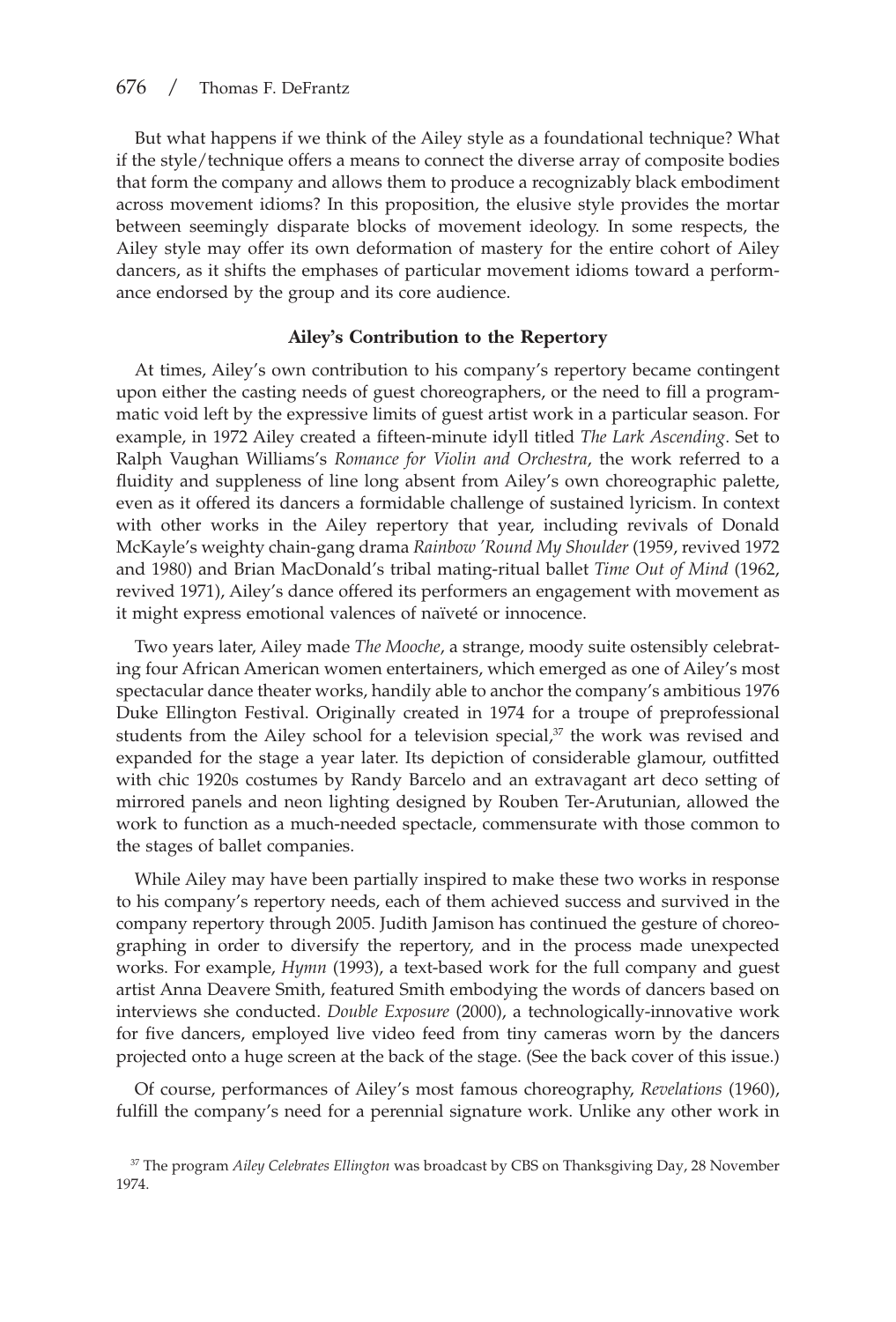But what happens if we think of the Ailey style as a foundational technique? What if the style/technique offers a means to connect the diverse array of composite bodies that form the company and allows them to produce a recognizably black embodiment across movement idioms? In this proposition, the elusive style provides the mortar between seemingly disparate blocks of movement ideology. In some respects, the Ailey style may offer its own deformation of mastery for the entire cohort of Ailey dancers, as it shifts the emphases of particular movement idioms toward a performance endorsed by the group and its core audience.

### Ailey's Contribution to the Repertory

At times, Ailey's own contribution to his company's repertory became contingent upon either the casting needs of guest choreographers, or the need to fill a programmatic void left by the expressive limits of guest artist work in a particular season. For example, in 1972 Ailey created a fifteen-minute idyll titled *The Lark Ascending*. Set to Ralph Vaughan Williams's *Romance for Violin and Orchestra*, the work referred to a fluidity and suppleness of line long absent from Ailey's own choreographic palette, even as it offered its dancers a formidable challenge of sustained lyricism. In context with other works in the Ailey repertory that year, including revivals of Donald McKayle's weighty chain-gang drama *Rainbow 'Round My Shoulder* (1959, revived 1972 and 1980) and Brian MacDonald's tribal mating-ritual ballet *Time Out of Mind* (1962, revived 1971), Ailey's dance offered its performers an engagement with movement as it might express emotional valences of naïveté or innocence.

Two years later, Ailey made *The Mooche*, a strange, moody suite ostensibly celebrating four African American women entertainers, which emerged as one of Ailey's most spectacular dance theater works, handily able to anchor the company's ambitious 1976 Duke Ellington Festival. Originally created in 1974 for a troupe of preprofessional students from the Ailey school for a television special,[37] the work was revised and expanded for the stage a year later. Its depiction of considerable glamour, outfitted with chic 1920s costumes by Randy Barcelo and an extravagant art deco setting of mirrored panels and neon lighting designed by Rouben Ter-Arutunian, allowed the work to function as a much-needed spectacle, commensurate with those common to the stages of ballet companies.

While Ailey may have been partially inspired to make these two works in response to his company's repertory needs, each of them achieved success and survived in the company repertory through 2005. Judith Jamison has continued the gesture of choreographing in order to diversify the repertory, and in the process made unexpected works. For example, *Hymn* (1993), a text-based work for the full company and guest artist Anna Deavere Smith, featured Smith embodying the words of dancers based on interviews she conducted. *Double Exposure* (2000), a technologically-innovative work for five dancers, employed live video feed from tiny cameras worn by the dancers projected onto a huge screen at the back of the stage. (See the back cover of this issue.)

Of course, performances of Ailey's most famous choreography, *Revelations* (1960), fulfill the company's need for a perennial signature work. Unlike any other work in

[37] The program *Ailey Celebrates Ellington* was broadcast by CBS on Thanksgiving Day, 28 November 1974.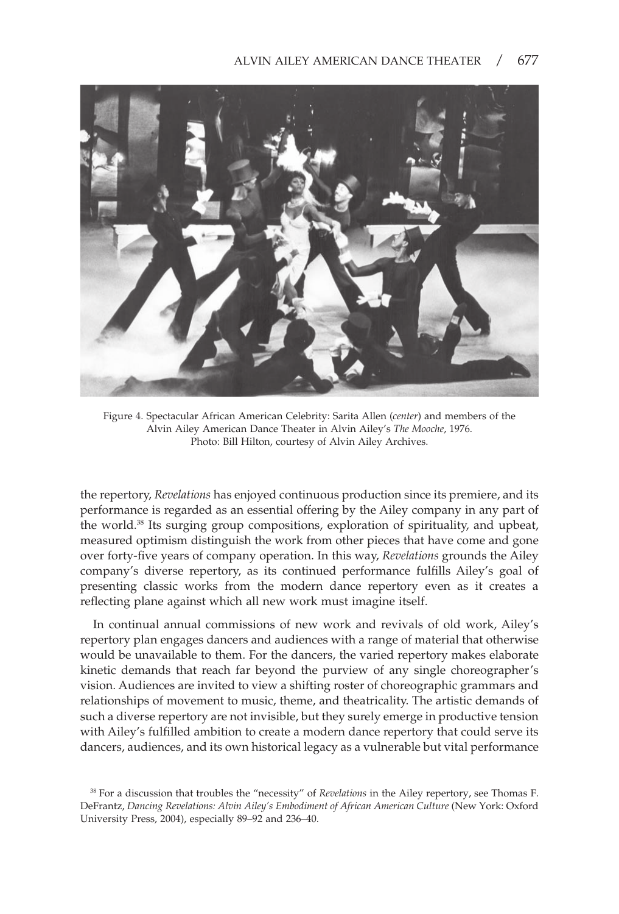Figure 4. Spectacular African American Celebrity: Sarita Allen (*center*) and members of the Alvin Ailey American Dance Theater in Alvin Ailey's *The Mooche*, 1976. Photo: Bill Hilton, courtesy of Alvin Ailey Archives.

the repertory, *Revelations* has enjoyed continuous production since its premiere, and its performance is regarded as an essential offering by the Ailey company in any part of the world.[38] Its surging group compositions, exploration of spirituality, and upbeat, measured optimism distinguish the work from other pieces that have come and gone over forty-five years of company operation. In this way, *Revelations* grounds the Ailey company's diverse repertory, as its continued performance fulfills Ailey's goal of presenting classic works from the modern dance repertory even as it creates a reflecting plane against which all new work must imagine itself.

In continual annual commissions of new work and revivals of old work, Ailey's repertory plan engages dancers and audiences with a range of material that otherwise would be unavailable to them. For the dancers, the varied repertory makes elaborate kinetic demands that reach far beyond the purview of any single choreographer's vision. Audiences are invited to view a shifting roster of choreographic grammars and relationships of movement to music, theme, and theatricality. The artistic demands of such a diverse repertory are not invisible, but they surely emerge in productive tension with Ailey's fulfilled ambition to create a modern dance repertory that could serve its dancers, audiences, and its own historical legacy as a vulnerable but vital performance

[38] For a discussion that troubles the "necessity" of *Revelations* in the Ailey repertory, see Thomas F. DeFrantz, *Dancing Revelations: Alvin Ailey's Embodiment of African American Culture* (New York: Oxford University Press, 2004), especially 89–92 and 236–40.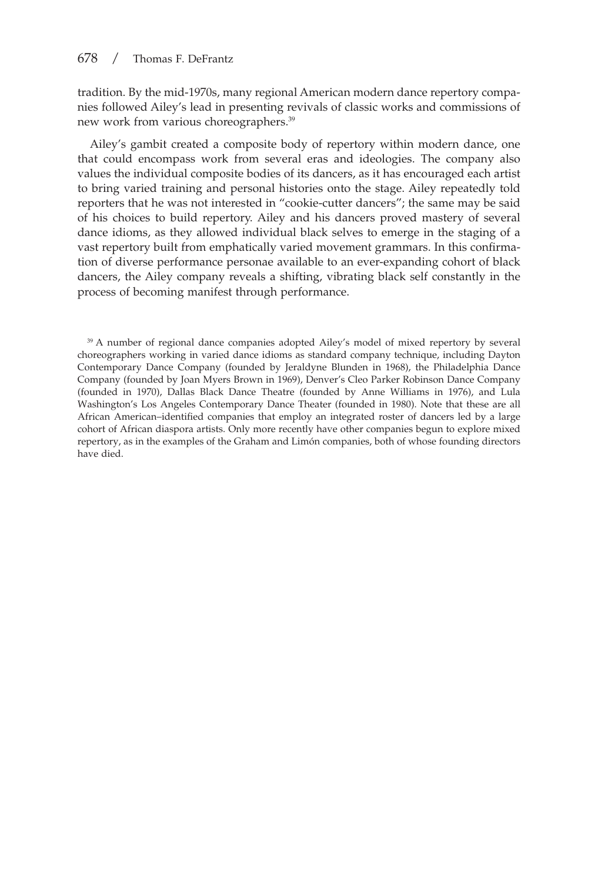tradition. By the mid-1970s, many regional American modern dance repertory companies followed Ailey's lead in presenting revivals of classic works and commissions of new work from various choreographers.[39]

Ailey's gambit created a composite body of repertory within modern dance, one that could encompass work from several eras and ideologies. The company also values the individual composite bodies of its dancers, as it has encouraged each artist to bring varied training and personal histories onto the stage. Ailey repeatedly told reporters that he was not interested in "cookie-cutter dancers"; the same may be said of his choices to build repertory. Ailey and his dancers proved mastery of several dance idioms, as they allowed individual black selves to emerge in the staging of a vast repertory built from emphatically varied movement grammars. In this confirmation of diverse performance personae available to an ever-expanding cohort of black dancers, the Ailey company reveals a shifting, vibrating black self constantly in the process of becoming manifest through performance.

[39] A number of regional dance companies adopted Ailey's model of mixed repertory by several choreographers working in varied dance idioms as standard company technique, including Dayton Contemporary Dance Company (founded by Jeraldyne Blunden in 1968), the Philadelphia Dance Company (founded by Joan Myers Brown in 1969), Denver's Cleo Parker Robinson Dance Company (founded in 1970), Dallas Black Dance Theatre (founded by Anne Williams in 1976), and Lula Washington's Los Angeles Contemporary Dance Theater (founded in 1980). Note that these are all African American–identified companies that employ an integrated roster of dancers led by a large cohort of African diaspora artists. Only more recently have other companies begun to explore mixed repertory, as in the examples of the Graham and Limón companies, both of whose founding directors have died.